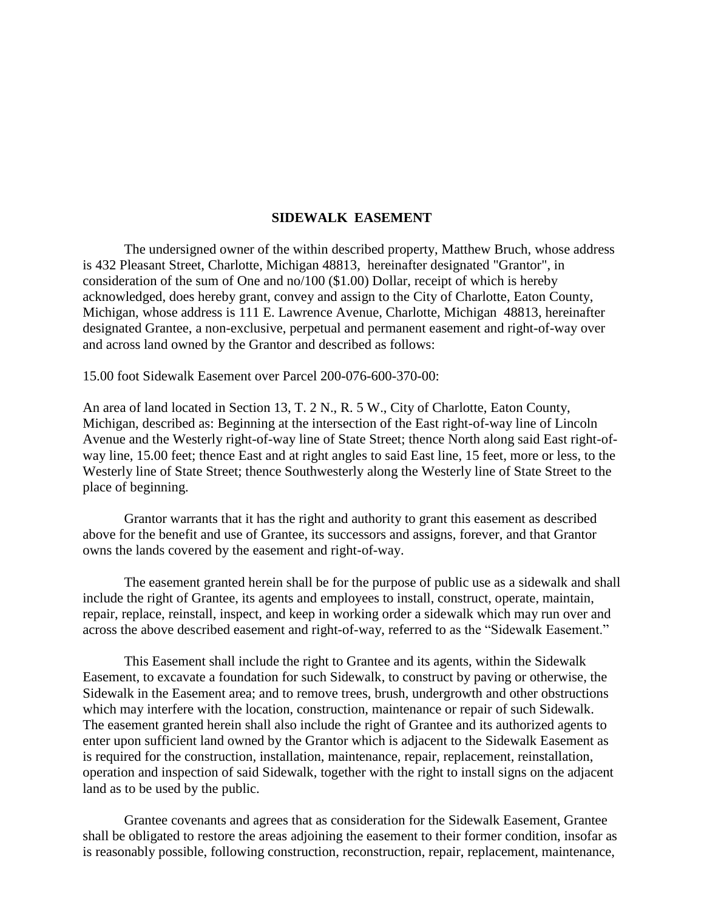# SIDEWALK EASEMENT

The undersigned owner of the within described property, Matthew Bruch, whose address is 432 Pleasant Street, Charlotte, Michigan 48813, hereinafter designated "Grantor", in consideration of the sum of One and no/100 ($1.00) Dollar, receipt of which is hereby acknowledged, does hereby grant, convey and assign to the City of Charlotte, Eaton County, Michigan, whose address is 111 E. Lawrence Avenue, Charlotte, Michigan 48813, hereinafter designated Grantee, a non-exclusive, perpetual and permanent easement and right-of-way over and across land owned by the Grantor and described as follows:

15.00 foot Sidewalk Easement over Parcel 200-076-600-370-00:

An area of land located in Section 13, T. 2 N., R. 5 W., City of Charlotte, Eaton County, Michigan, described as: Beginning at the intersection of the East right-of-way line of Lincoln Avenue and the Westerly right-of-way line of State Street; thence North along said East right-of-way line, 15.00 feet; thence East and at right angles to said East line, 15 feet, more or less, to the Westerly line of State Street; thence Southwesterly along the Westerly line of State Street to the place of beginning.

Grantor warrants that it has the right and authority to grant this easement as described above for the benefit and use of Grantee, its successors and assigns, forever, and that Grantor owns the lands covered by the easement and right-of-way.

The easement granted herein shall be for the purpose of public use as a sidewalk and shall include the right of Grantee, its agents and employees to install, construct, operate, maintain, repair, replace, reinstall, inspect, and keep in working order a sidewalk which may run over and across the above described easement and right-of-way, referred to as the "Sidewalk Easement."

This Easement shall include the right to Grantee and its agents, within the Sidewalk Easement, to excavate a foundation for such Sidewalk, to construct by paving or otherwise, the Sidewalk in the Easement area; and to remove trees, brush, undergrowth and other obstructions which may interfere with the location, construction, maintenance or repair of such Sidewalk. The easement granted herein shall also include the right of Grantee and its authorized agents to enter upon sufficient land owned by the Grantor which is adjacent to the Sidewalk Easement as is required for the construction, installation, maintenance, repair, replacement, reinstallation, operation and inspection of said Sidewalk, together with the right to install signs on the adjacent land as to be used by the public.

Grantee covenants and agrees that as consideration for the Sidewalk Easement, Grantee shall be obligated to restore the areas adjoining the easement to their former condition, insofar as is reasonably possible, following construction, reconstruction, repair, replacement, maintenance,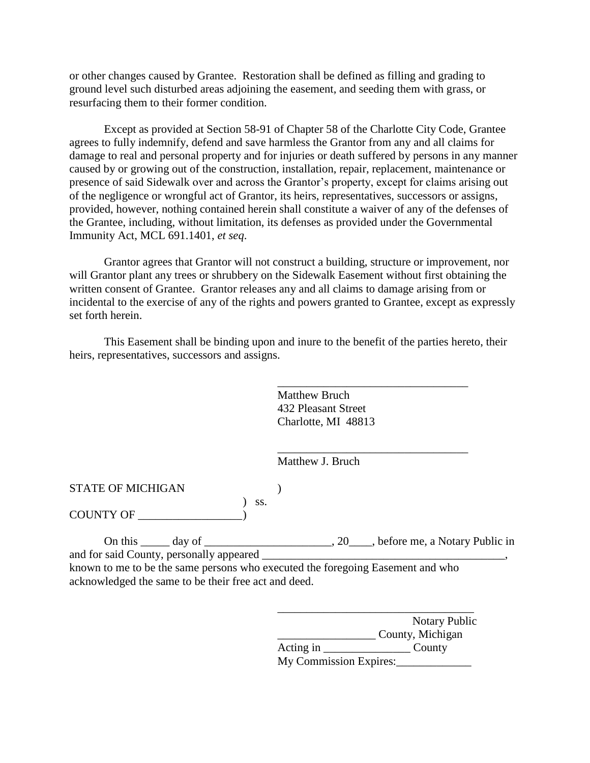or other changes caused by Grantee. Restoration shall be defined as filling and grading to ground level such disturbed areas adjoining the easement, and seeding them with grass, or resurfacing them to their former condition.

Except as provided at Section 58-91 of Chapter 58 of the Charlotte City Code, Grantee agrees to fully indemnify, defend and save harmless the Grantor from any and all claims for damage to real and personal property and for injuries or death suffered by persons in any manner caused by or growing out of the construction, installation, repair, replacement, maintenance or presence of said Sidewalk over and across the Grantor's property, except for claims arising out of the negligence or wrongful act of Grantor, its heirs, representatives, successors or assigns, provided, however, nothing contained herein shall constitute a waiver of any of the defenses of the Grantee, including, without limitation, its defenses as provided under the Governmental Immunity Act, MCL 691.1401, *et seq*.

Grantor agrees that Grantor will not construct a building, structure or improvement, nor will Grantor plant any trees or shrubbery on the Sidewalk Easement without first obtaining the written consent of Grantee. Grantor releases any and all claims to damage arising from or incidental to the exercise of any of the rights and powers granted to Grantee, except as expressly set forth herein.

This Easement shall be binding upon and inure to the benefit of the parties hereto, their heirs, representatives, successors and assigns.

_________________________________
Matthew Bruch
432 Pleasant Street
Charlotte, MI 48813

_________________________________
Matthew J. Bruch

STATE OF MICHIGAN )
) ss.
COUNTY OF _________________)

On this _____ day of ______________________, 20____, before me, a Notary Public in and for said County, personally appeared ____________________________________________, known to me to be the same persons who executed the foregoing Easement and who acknowledged the same to be their free act and deed.

__________________________________
Notary Public
_________________ County, Michigan
Acting in _______________ County
My Commission Expires:_____________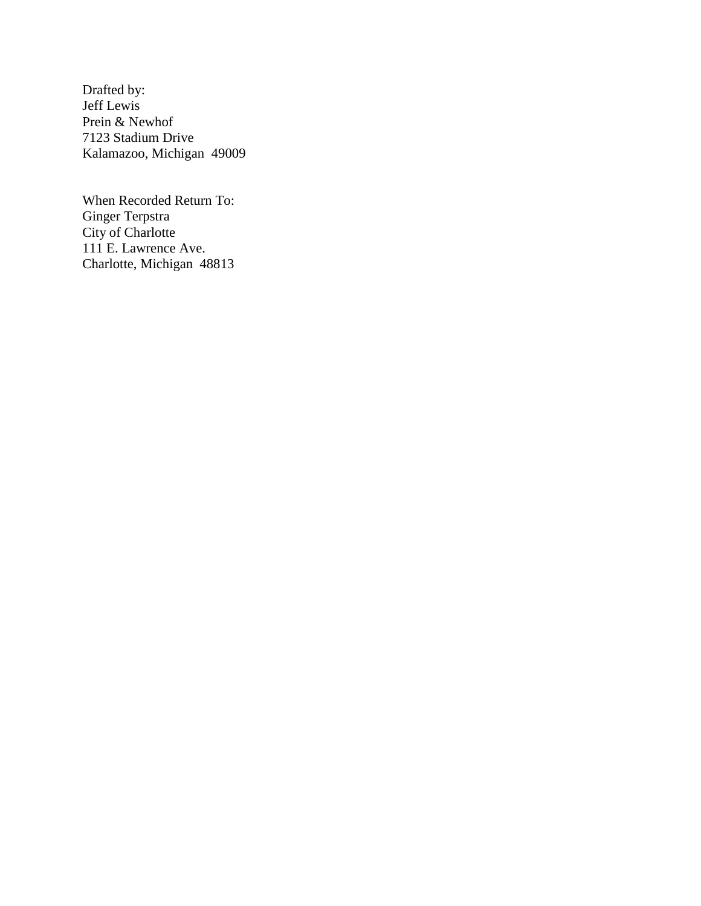Drafted by:
Jeff Lewis
Prein & Newhof
7123 Stadium Drive
Kalamazoo, Michigan 49009

When Recorded Return To:
Ginger Terpstra
City of Charlotte
111 E. Lawrence Ave.
Charlotte, Michigan 48813